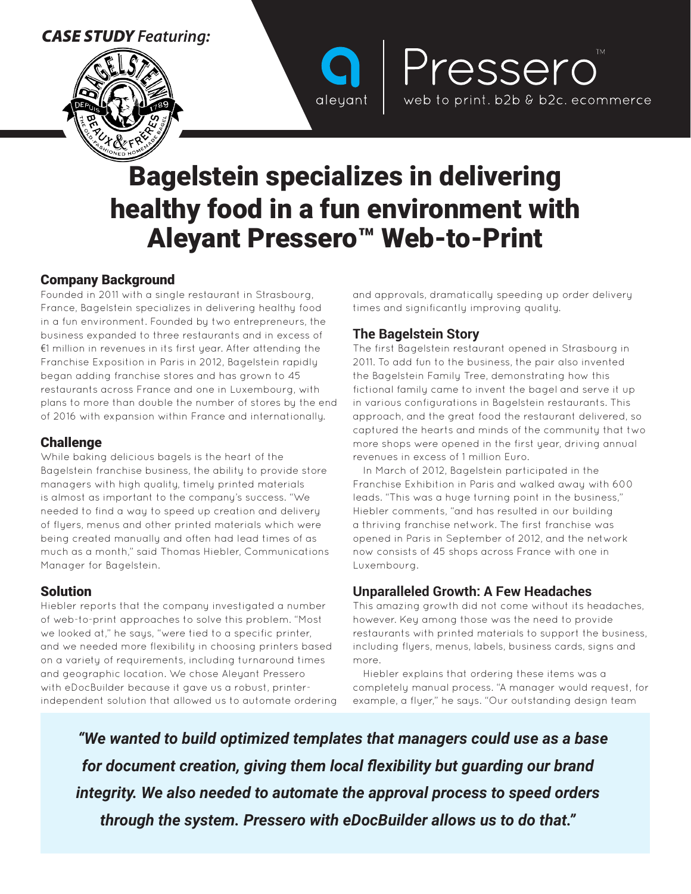*CASE STUDY Featuring:*

aleyant | Pressero™

web to print. b2b & b2c. ecommerce

# Bagelstein specializes in delivering healthy food in a fun environment with Aleyant Pressero™ Web-to-Print

## Company Background

Founded in 2011 with a single restaurant in Strasbourg, France, Bagelstein specializes in delivering healthy food in a fun environment. Founded by two entrepreneurs, the business expanded to three restaurants and in excess of €1 million in revenues in its first year. After attending the Franchise Exposition in Paris in 2012, Bagelstein rapidly began adding franchise stores and has grown to 45 restaurants across France and one in Luxembourg, with plans to more than double the number of stores by the end of 2016 with expansion within France and internationally.

## Challenge

While baking delicious bagels is the heart of the Bagelstein franchise business, the ability to provide store managers with high quality, timely printed materials is almost as important to the company's success. "We needed to find a way to speed up creation and delivery of flyers, menus and other printed materials which were being created manually and often had lead times of as much as a month," said Thomas Hiebler, Communications Manager for Bagelstein.

## Solution

Hiebler reports that the company investigated a number of web-to-print approaches to solve this problem. "Most we looked at," he says, "were tied to a specific printer, and we needed more flexibility in choosing printers based on a variety of requirements, including turnaround times and geographic location. We chose Aleyant Pressero with eDocBuilder because it gave us a robust, printer-independent solution that allowed us to automate ordering and approvals, dramatically speeding up order delivery times and significantly improving quality.

## The Bagelstein Story

The first Bagelstein restaurant opened in Strasbourg in 2011. To add fun to the business, the pair also invented the Bagelstein Family Tree, demonstrating how this fictional family came to invent the bagel and serve it up in various configurations in Bagelstein restaurants. This approach, and the great food the restaurant delivered, so captured the hearts and minds of the community that two more shops were opened in the first year, driving annual revenues in excess of 1 million Euro.

In March of 2012, Bagelstein participated in the Franchise Exhibition in Paris and walked away with 600 leads. "This was a huge turning point in the business," Hiebler comments, "and has resulted in our building a thriving franchise network. The first franchise was opened in Paris in September of 2012, and the network now consists of 45 shops across France with one in Luxembourg.

## Unparalleled Growth: A Few Headaches

This amazing growth did not come without its headaches, however. Key among those was the need to provide restaurants with printed materials to support the business, including flyers, menus, labels, business cards, signs and more.

Hiebler explains that ordering these items was a completely manual process. "A manager would request, for example, a flyer," he says. "Our outstanding design team

> ***"We wanted to build optimized templates that managers could use as a base for document creation, giving them local flexibility but guarding our brand integrity. We also needed to automate the approval process to speed orders through the system. Pressero with eDocBuilder allows us to do that."***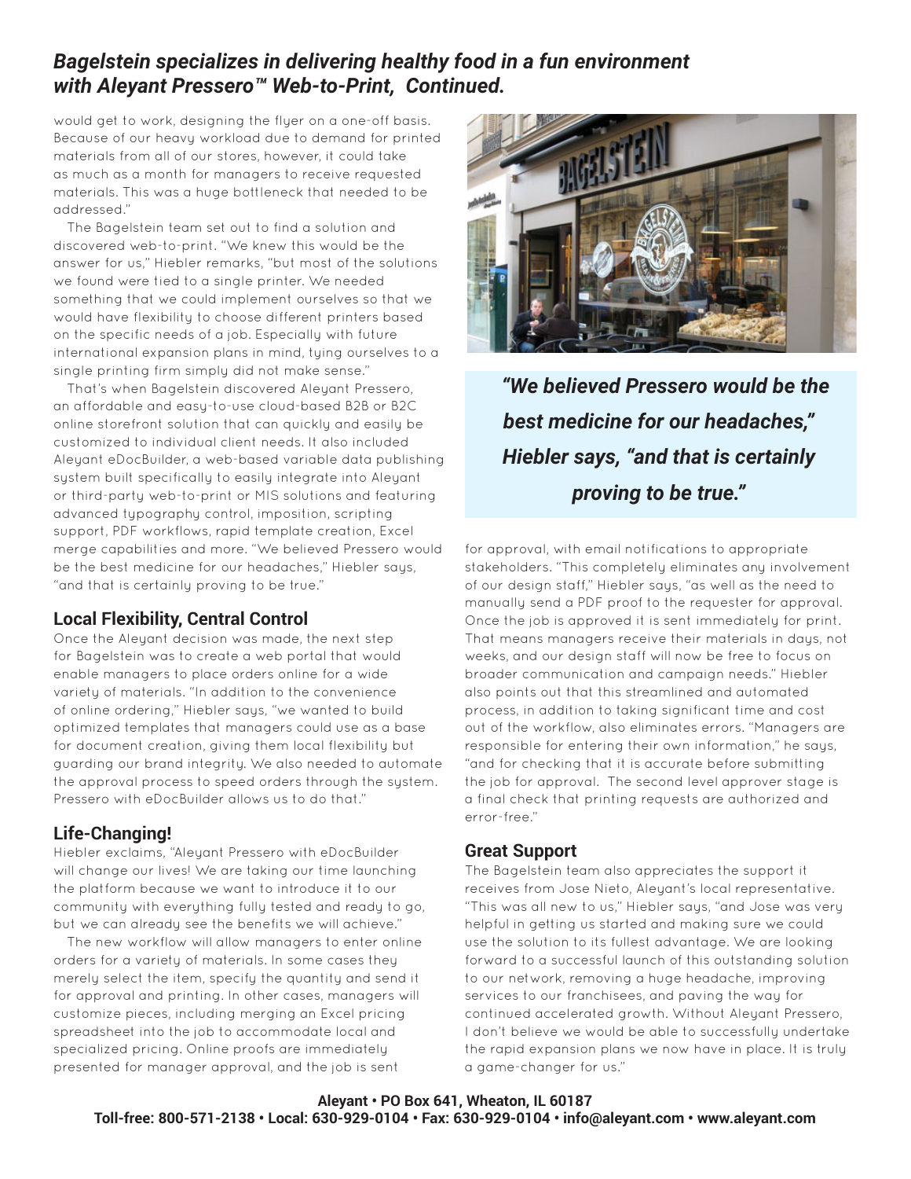## *Bagelstein specializes in delivering healthy food in a fun environment with Aleyant Pressero™ Web-to-Print, Continued.*

would get to work, designing the flyer on a one-off basis. Because of our heavy workload due to demand for printed materials from all of our stores, however, it could take as much as a month for managers to receive requested materials. This was a huge bottleneck that needed to be addressed."

The Bagelstein team set out to find a solution and discovered web-to-print. "We knew this would be the answer for us," Hiebler remarks, "but most of the solutions we found were tied to a single printer. We needed something that we could implement ourselves so that we would have flexibility to choose different printers based on the specific needs of a job. Especially with future international expansion plans in mind, tying ourselves to a single printing firm simply did not make sense."

That's when Bagelstein discovered Aleyant Pressero, an affordable and easy-to-use cloud-based B2B or B2C online storefront solution that can quickly and easily be customized to individual client needs. It also included Aleyant eDocBuilder, a web-based variable data publishing system built specifically to easily integrate into Aleyant or third-party web-to-print or MIS solutions and featuring advanced typography control, imposition, scripting support, PDF workflows, rapid template creation, Excel merge capabilities and more. "We believed Pressero would be the best medicine for our headaches," Hiebler says, "and that is certainly proving to be true."

### Local Flexibility, Central Control

Once the Aleyant decision was made, the next step for Bagelstein was to create a web portal that would enable managers to place orders online for a wide variety of materials. "In addition to the convenience of online ordering," Hiebler says, "we wanted to build optimized templates that managers could use as a base for document creation, giving them local flexibility but guarding our brand integrity. We also needed to automate the approval process to speed orders through the system. Pressero with eDocBuilder allows us to do that."

### Life-Changing!

Hiebler exclaims, "Aleyant Pressero with eDocBuilder will change our lives! We are taking our time launching the platform because we want to introduce it to our community with everything fully tested and ready to go, but we can already see the benefits we will achieve."

The new workflow will allow managers to enter online orders for a variety of materials. In some cases they merely select the item, specify the quantity and send it for approval and printing. In other cases, managers will customize pieces, including merging an Excel pricing spreadsheet into the job to accommodate local and specialized pricing. Online proofs are immediately presented for manager approval, and the job is sent for approval, with email notifications to appropriate stakeholders. "This completely eliminates any involvement of our design staff," Hiebler says, "as well as the need to manually send a PDF proof to the requester for approval. Once the job is approved it is sent immediately for print. That means managers receive their materials in days, not weeks, and our design staff will now be free to focus on broader communication and campaign needs." Hiebler also points out that this streamlined and automated process, in addition to taking significant time and cost out of the workflow, also eliminates errors. "Managers are responsible for entering their own information," he says, "and for checking that it is accurate before submitting the job for approval. The second level approver stage is a final check that printing requests are authorized and error-free."

***"We believed Pressero would be the best medicine for our headaches," Hiebler says, "and that is certainly proving to be true."***

### Great Support

The Bagelstein team also appreciates the support it receives from Jose Nieto, Aleyant's local representative. "This was all new to us," Hiebler says, "and Jose was very helpful in getting us started and making sure we could use the solution to its fullest advantage. We are looking forward to a successful launch of this outstanding solution to our network, removing a huge headache, improving services to our franchisees, and paving the way for continued accelerated growth. Without Aleyant Pressero, I don't believe we would be able to successfully undertake the rapid expansion plans we now have in place. It is truly a game-changer for us."

**Aleyant • PO Box 641, Wheaton, IL 60187**
**Toll-free: 800-571-2138 • Local: 630-929-0104 • Fax: 630-929-0104 • info@aleyant.com • www.aleyant.com**